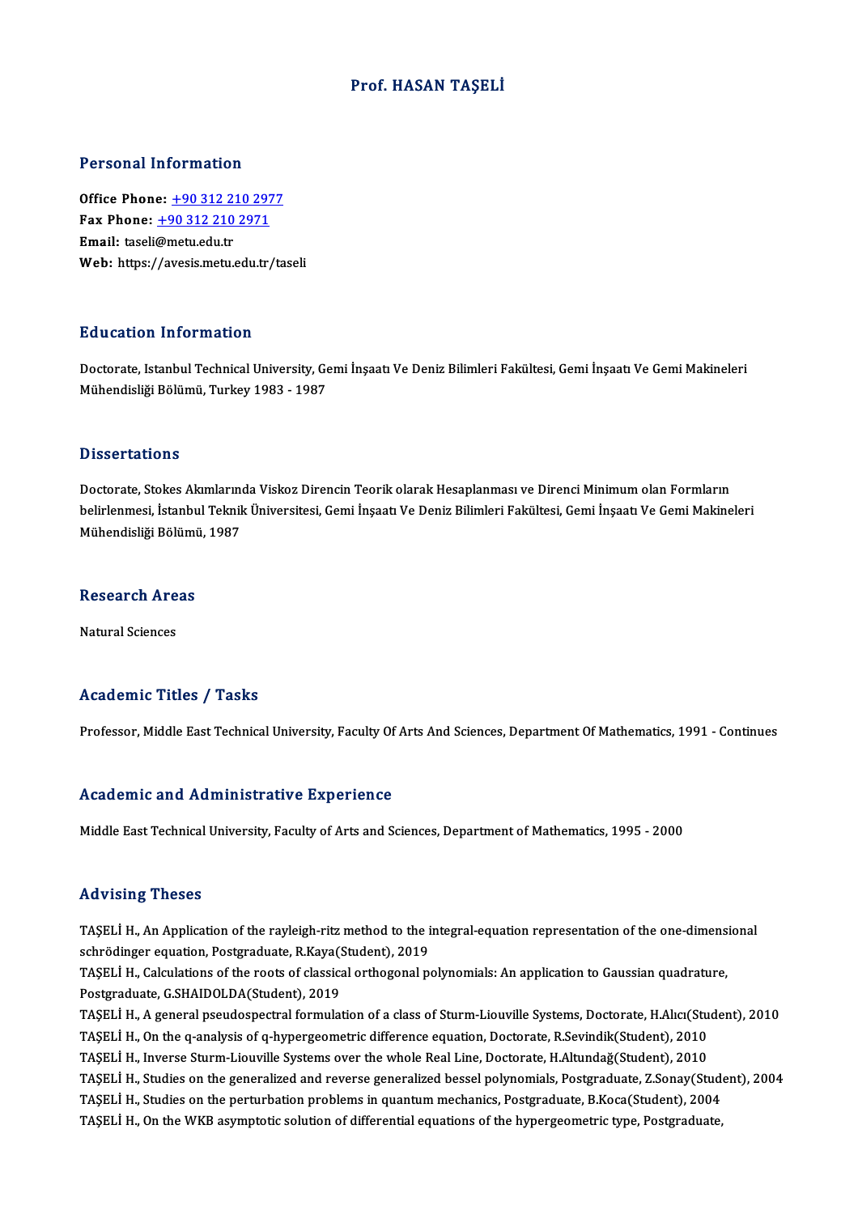# Prof. HASAN TAŞELİ

## Personal Information

**Office Phone:** +90 312 210 2977
**Fax Phone:** +90 312 210 2971
**Email:** taseli@metu.edu.tr
**Web:** https://avesis.metu.edu.tr/taseli

## Education Information

Doctorate, Istanbul Technical University, Gemi İnşaatı Ve Deniz Bilimleri Fakültesi, Gemi İnşaatı Ve Gemi Makineleri Mühendisliği Bölümü, Turkey 1983 - 1987

## Dissertations

Doctorate, Stokes Akımlarında Viskoz Direncin Teorik olarak Hesaplanması ve Direnci Minimum olan Formların belirlenmesi, İstanbul Teknik Üniversitesi, Gemi İnşaatı Ve Deniz Bilimleri Fakültesi, Gemi İnşaatı Ve Gemi Makineleri Mühendisliği Bölümü, 1987

## Research Areas

Natural Sciences

## Academic Titles / Tasks

Professor, Middle East Technical University, Faculty Of Arts And Sciences, Department Of Mathematics, 1991 - Continues

## Academic and Administrative Experience

Middle East Technical University, Faculty of Arts and Sciences, Department of Mathematics, 1995 - 2000

## Advising Theses

TAŞELİ H., An Application of the rayleigh-ritz method to the integral-equation representation of the one-dimensional schrödinger equation, Postgraduate, R.Kaya(Student), 2019

TAŞELİ H., Calculations of the roots of classical orthogonal polynomials: An application to Gaussian quadrature, Postgraduate, G.SHAIDOLDA(Student), 2019

TAŞELİ H., A general pseudospectral formulation of a class of Sturm-Liouville Systems, Doctorate, H.Alıcı(Student), 2010

TAŞELİ H., On the q-analysis of q-hypergeometric difference equation, Doctorate, R.Sevindik(Student), 2010

TAŞELİ H., Inverse Sturm-Liouville Systems over the whole Real Line, Doctorate, H.Altundağ(Student), 2010

TAŞELİ H., Studies on the generalized and reverse generalized bessel polynomials, Postgraduate, Z.Sonay(Student), 2004

TAŞELİ H., Studies on the perturbation problems in quantum mechanics, Postgraduate, B.Koca(Student), 2004

TAŞELİ H., On the WKB asymptotic solution of differential equations of the hypergeometric type, Postgraduate,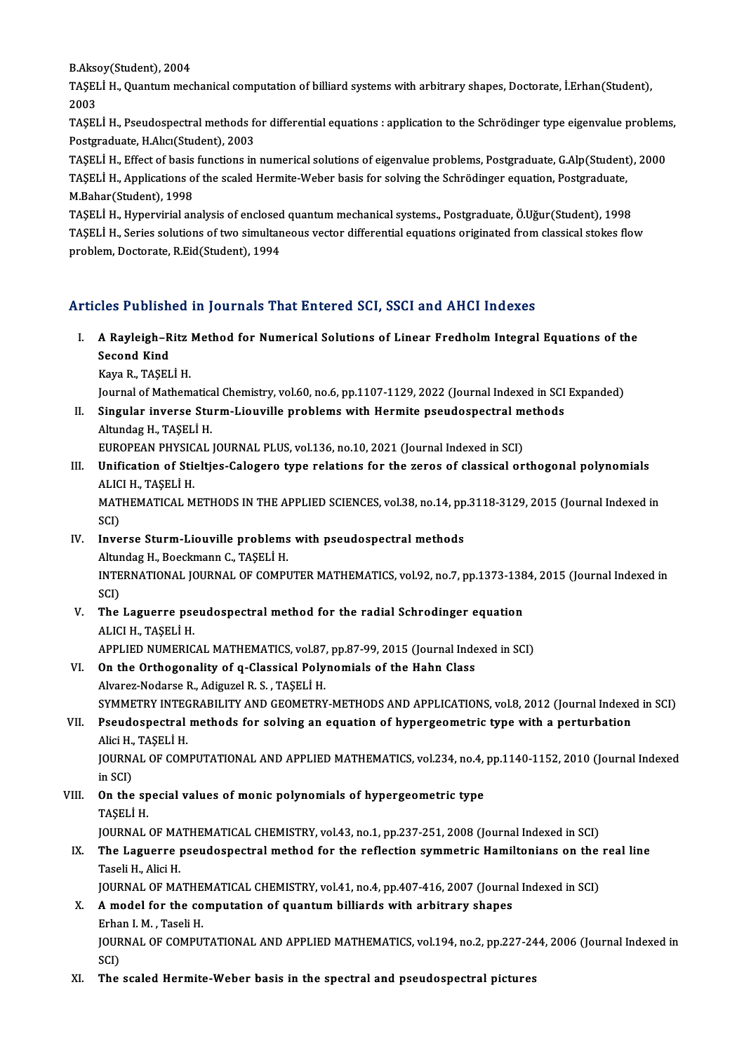B.Aksoy(Student), 2004

TAŞELİ H., Quantum mechanical computation of billiard systems with arbitrary shapes, Doctorate, İ.Erhan(Student), 2003

TAŞELİ H., Pseudospectral methods for differential equations : application to the Schrödinger type eigenvalue problems, Postgraduate, H.Alıcı(Student), 2003

TAŞELİ H., Effect of basis functions in numerical solutions of eigenvalue problems, Postgraduate, G.Alp(Student), 2000

TAŞELİ H., Applications of the scaled Hermite-Weber basis for solving the Schrödinger equation, Postgraduate, M.Bahar(Student), 1998

TAŞELİ H., Hypervirial analysis of enclosed quantum mechanical systems., Postgraduate, Ö.Uğur(Student), 1998

TAŞELİ H., Series solutions of two simultaneous vector differential equations originated from classical stokes flow problem, Doctorate, R.Eid(Student), 1994

## Articles Published in Journals That Entered SCI, SSCI and AHCI Indexes

I. **A Rayleigh–Ritz Method for Numerical Solutions of Linear Fredholm Integral Equations of the Second Kind**
   Kaya R., TAŞELİ H.
   Journal of Mathematical Chemistry, vol.60, no.6, pp.1107-1129, 2022 (Journal Indexed in SCI Expanded)

II. **Singular inverse Sturm-Liouville problems with Hermite pseudospectral methods**
   Altundag H., TAŞELİ H.
   EUROPEAN PHYSICAL JOURNAL PLUS, vol.136, no.10, 2021 (Journal Indexed in SCI)

III. **Unification of Stieltjes-Calogero type relations for the zeros of classical orthogonal polynomials**
   ALICI H., TAŞELİ H.
   MATHEMATICAL METHODS IN THE APPLIED SCIENCES, vol.38, no.14, pp.3118-3129, 2015 (Journal Indexed in SCI)

IV. **Inverse Sturm-Liouville problems with pseudospectral methods**
   Altundag H., Boeckmann C., TAŞELİ H.
   INTERNATIONAL JOURNAL OF COMPUTER MATHEMATICS, vol.92, no.7, pp.1373-1384, 2015 (Journal Indexed in SCI)

V. **The Laguerre pseudospectral method for the radial Schrodinger equation**
   ALICI H., TAŞELİ H.
   APPLIED NUMERICAL MATHEMATICS, vol.87, pp.87-99, 2015 (Journal Indexed in SCI)

VI. **On the Orthogonality of q-Classical Polynomials of the Hahn Class**
   Alvarez-Nodarse R., Adiguzel R. S. , TAŞELİ H.
   SYMMETRY INTEGRABILITY AND GEOMETRY-METHODS AND APPLICATIONS, vol.8, 2012 (Journal Indexed in SCI)

VII. **Pseudospectral methods for solving an equation of hypergeometric type with a perturbation**
   Alici H., TAŞELİ H.
   JOURNAL OF COMPUTATIONAL AND APPLIED MATHEMATICS, vol.234, no.4, pp.1140-1152, 2010 (Journal Indexed in SCI)

VIII. **On the special values of monic polynomials of hypergeometric type**
   TAŞELİ H.
   JOURNAL OF MATHEMATICAL CHEMISTRY, vol.43, no.1, pp.237-251, 2008 (Journal Indexed in SCI)

IX. **The Laguerre pseudospectral method for the reflection symmetric Hamiltonians on the real line**
   Taseli H., Alici H.
   JOURNAL OF MATHEMATICAL CHEMISTRY, vol.41, no.4, pp.407-416, 2007 (Journal Indexed in SCI)

X. **A model for the computation of quantum billiards with arbitrary shapes**
   Erhan I. M. , Taseli H.
   JOURNAL OF COMPUTATIONAL AND APPLIED MATHEMATICS, vol.194, no.2, pp.227-244, 2006 (Journal Indexed in SCI)

XI. **The scaled Hermite-Weber basis in the spectral and pseudospectral pictures**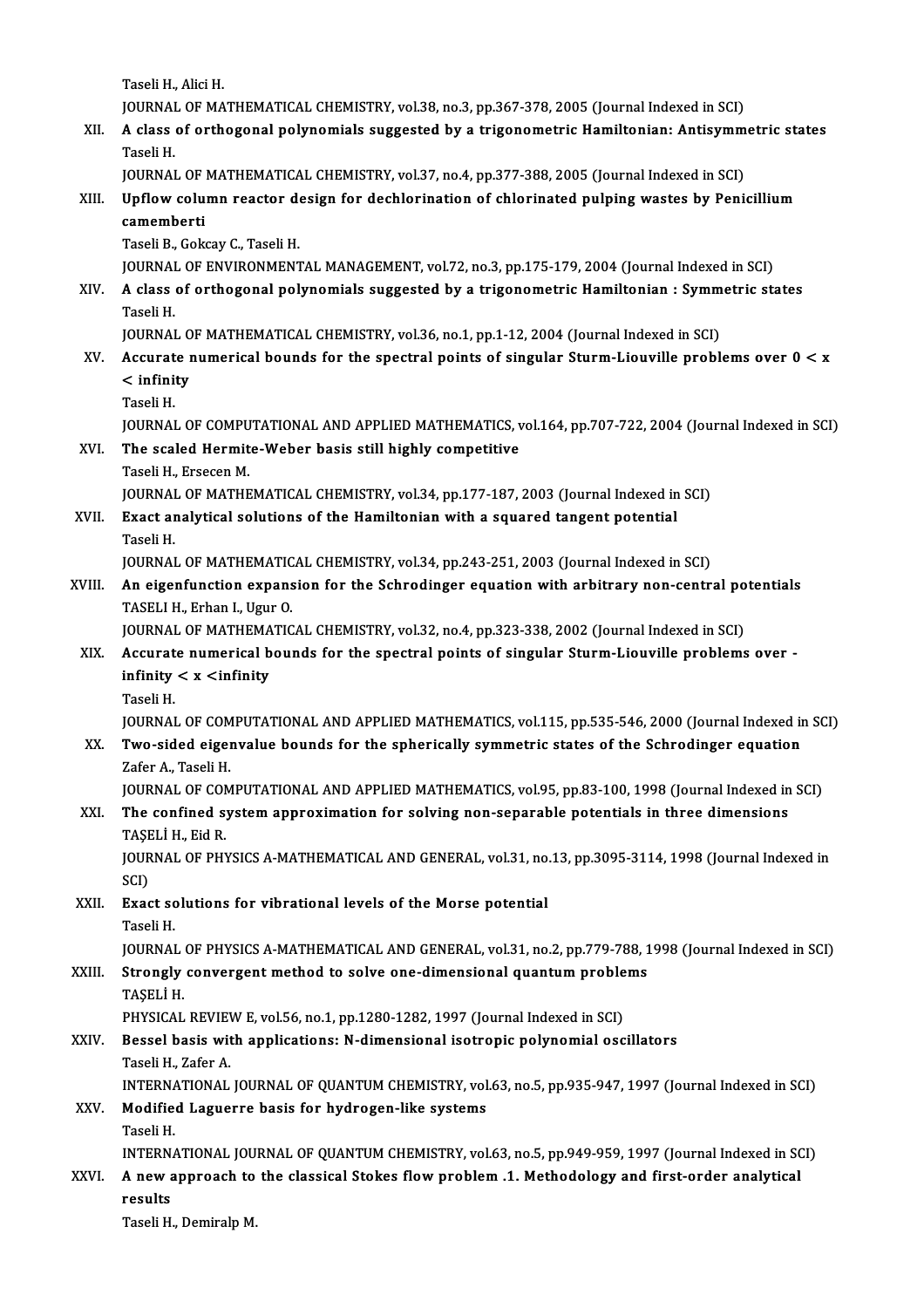Taseli H., Alici H.

JOURNAL OF MATHEMATICAL CHEMISTRY, vol.38, no.3, pp.367-378, 2005 (Journal Indexed in SCI)

XII. **A class of orthogonal polynomials suggested by a trigonometric Hamiltonian: Antisymmetric states**
Taseli H.
JOURNAL OF MATHEMATICAL CHEMISTRY, vol.37, no.4, pp.377-388, 2005 (Journal Indexed in SCI)

XIII. **Upflow column reactor design for dechlorination of chlorinated pulping wastes by Penicillium camemberti**
Taseli B., Gokcay C., Taseli H.
JOURNAL OF ENVIRONMENTAL MANAGEMENT, vol.72, no.3, pp.175-179, 2004 (Journal Indexed in SCI)

XIV. **A class of orthogonal polynomials suggested by a trigonometric Hamiltonian : Symmetric states**
Taseli H.
JOURNAL OF MATHEMATICAL CHEMISTRY, vol.36, no.1, pp.1-12, 2004 (Journal Indexed in SCI)

XV. **Accurate numerical bounds for the spectral points of singular Sturm-Liouville problems over 0 < x < infinity**
Taseli H.
JOURNAL OF COMPUTATIONAL AND APPLIED MATHEMATICS, vol.164, pp.707-722, 2004 (Journal Indexed in SCI)

XVI. **The scaled Hermite-Weber basis still highly competitive**
Taseli H., Ersecen M.
JOURNAL OF MATHEMATICAL CHEMISTRY, vol.34, pp.177-187, 2003 (Journal Indexed in SCI)

XVII. **Exact analytical solutions of the Hamiltonian with a squared tangent potential**
Taseli H.
JOURNAL OF MATHEMATICAL CHEMISTRY, vol.34, pp.243-251, 2003 (Journal Indexed in SCI)

XVIII. **An eigenfunction expansion for the Schrodinger equation with arbitrary non-central potentials**
TASELI H., Erhan I., Ugur O.
JOURNAL OF MATHEMATICAL CHEMISTRY, vol.32, no.4, pp.323-338, 2002 (Journal Indexed in SCI)

XIX. **Accurate numerical bounds for the spectral points of singular Sturm-Liouville problems over - infinity < x <infinity**
Taseli H.
JOURNAL OF COMPUTATIONAL AND APPLIED MATHEMATICS, vol.115, pp.535-546, 2000 (Journal Indexed in SCI)

XX. **Two-sided eigenvalue bounds for the spherically symmetric states of the Schrodinger equation**
Zafer A., Taseli H.
JOURNAL OF COMPUTATIONAL AND APPLIED MATHEMATICS, vol.95, pp.83-100, 1998 (Journal Indexed in SCI)

XXI. **The confined system approximation for solving non-separable potentials in three dimensions**
TAŞELİ H., Eid R.
JOURNAL OF PHYSICS A-MATHEMATICAL AND GENERAL, vol.31, no.13, pp.3095-3114, 1998 (Journal Indexed in SCI)

XXII. **Exact solutions for vibrational levels of the Morse potential**
Taseli H.
JOURNAL OF PHYSICS A-MATHEMATICAL AND GENERAL, vol.31, no.2, pp.779-788, 1998 (Journal Indexed in SCI)

XXIII. **Strongly convergent method to solve one-dimensional quantum problems**
TAŞELİ H.
PHYSICAL REVIEW E, vol.56, no.1, pp.1280-1282, 1997 (Journal Indexed in SCI)

XXIV. **Bessel basis with applications: N-dimensional isotropic polynomial oscillators**
Taseli H., Zafer A.
INTERNATIONAL JOURNAL OF QUANTUM CHEMISTRY, vol.63, no.5, pp.935-947, 1997 (Journal Indexed in SCI)

XXV. **Modified Laguerre basis for hydrogen-like systems**
Taseli H.
INTERNATIONAL JOURNAL OF QUANTUM CHEMISTRY, vol.63, no.5, pp.949-959, 1997 (Journal Indexed in SCI)

XXVI. **A new approach to the classical Stokes flow problem .1. Methodology and first-order analytical results**
Taseli H., Demiralp M.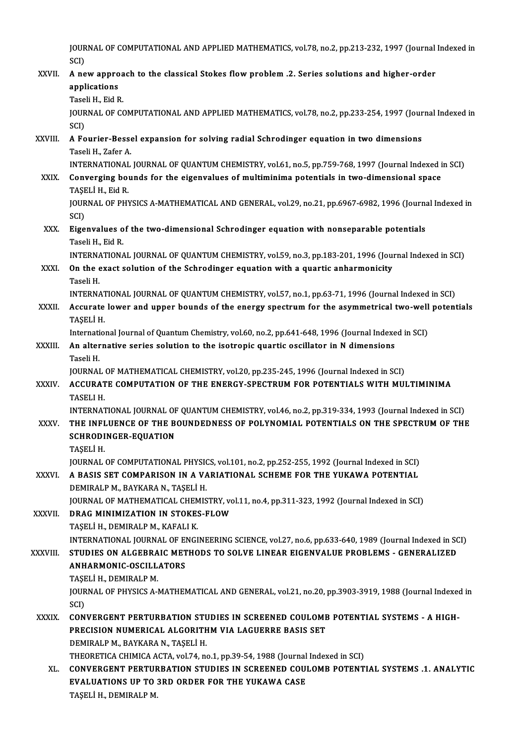JOURNAL OF COMPUTATIONAL AND APPLIED MATHEMATICS, vol.78, no.2, pp.213-232, 1997 (Journal Indexed in SCI)

XXVII. **A new approach to the classical Stokes flow problem .2. Series solutions and higher-order applications**
Taseli H., Eid R.
JOURNAL OF COMPUTATIONAL AND APPLIED MATHEMATICS, vol.78, no.2, pp.233-254, 1997 (Journal Indexed in SCI)

XXVIII. **A Fourier-Bessel expansion for solving radial Schrodinger equation in two dimensions**
Taseli H., Zafer A.
INTERNATIONAL JOURNAL OF QUANTUM CHEMISTRY, vol.61, no.5, pp.759-768, 1997 (Journal Indexed in SCI)

XXIX. **Converging bounds for the eigenvalues of multiminima potentials in two-dimensional space**
TAŞELİ H., Eid R.
JOURNAL OF PHYSICS A-MATHEMATICAL AND GENERAL, vol.29, no.21, pp.6967-6982, 1996 (Journal Indexed in SCI)

XXX. **Eigenvalues of the two-dimensional Schrodinger equation with nonseparable potentials**
Taseli H., Eid R.
INTERNATIONAL JOURNAL OF QUANTUM CHEMISTRY, vol.59, no.3, pp.183-201, 1996 (Journal Indexed in SCI)

XXXI. **On the exact solution of the Schrodinger equation with a quartic anharmonicity**
Taseli H.
INTERNATIONAL JOURNAL OF QUANTUM CHEMISTRY, vol.57, no.1, pp.63-71, 1996 (Journal Indexed in SCI)

XXXII. **Accurate lower and upper bounds of the energy spectrum for the asymmetrical two-well potentials**
TAŞELİ H.
International Journal of Quantum Chemistry, vol.60, no.2, pp.641-648, 1996 (Journal Indexed in SCI)

XXXIII. **An alternative series solution to the isotropic quartic oscillator in N dimensions**
Taseli H.
JOURNAL OF MATHEMATICAL CHEMISTRY, vol.20, pp.235-245, 1996 (Journal Indexed in SCI)

XXXIV. **ACCURATE COMPUTATION OF THE ENERGY-SPECTRUM FOR POTENTIALS WITH MULTIMINIMA**
TASELI H.
INTERNATIONAL JOURNAL OF QUANTUM CHEMISTRY, vol.46, no.2, pp.319-334, 1993 (Journal Indexed in SCI)

XXXV. **THE INFLUENCE OF THE BOUNDEDNESS OF POLYNOMIAL POTENTIALS ON THE SPECTRUM OF THE SCHRODINGER-EQUATION**
TAŞELİ H.
JOURNAL OF COMPUTATIONAL PHYSICS, vol.101, no.2, pp.252-255, 1992 (Journal Indexed in SCI)

XXXVI. **A BASIS SET COMPARISON IN A VARIATIONAL SCHEME FOR THE YUKAWA POTENTIAL**
DEMIRALP M., BAYKARA N., TAŞELİ H.
JOURNAL OF MATHEMATICAL CHEMISTRY, vol.11, no.4, pp.311-323, 1992 (Journal Indexed in SCI)

XXXVII. **DRAG MINIMIZATION IN STOKES-FLOW**
TAŞELİ H., DEMIRALP M., KAFALI K.
INTERNATIONAL JOURNAL OF ENGINEERING SCIENCE, vol.27, no.6, pp.633-640, 1989 (Journal Indexed in SCI)

XXXVIII. **STUDIES ON ALGEBRAIC METHODS TO SOLVE LINEAR EIGENVALUE PROBLEMS - GENERALIZED ANHARMONIC-OSCILLATORS**
TAŞELİ H., DEMIRALP M.
JOURNAL OF PHYSICS A-MATHEMATICAL AND GENERAL, vol.21, no.20, pp.3903-3919, 1988 (Journal Indexed in SCI)

XXXIX. **CONVERGENT PERTURBATION STUDIES IN SCREENED COULOMB POTENTIAL SYSTEMS - A HIGH-PRECISION NUMERICAL ALGORITHM VIA LAGUERRE BASIS SET**
DEMIRALP M., BAYKARA N., TAŞELİ H.
THEORETICA CHIMICA ACTA, vol.74, no.1, pp.39-54, 1988 (Journal Indexed in SCI)

XL. **CONVERGENT PERTURBATION STUDIES IN SCREENED COULOMB POTENTIAL SYSTEMS .1. ANALYTIC EVALUATIONS UP TO 3RD ORDER FOR THE YUKAWA CASE**
TAŞELİ H., DEMIRALP M.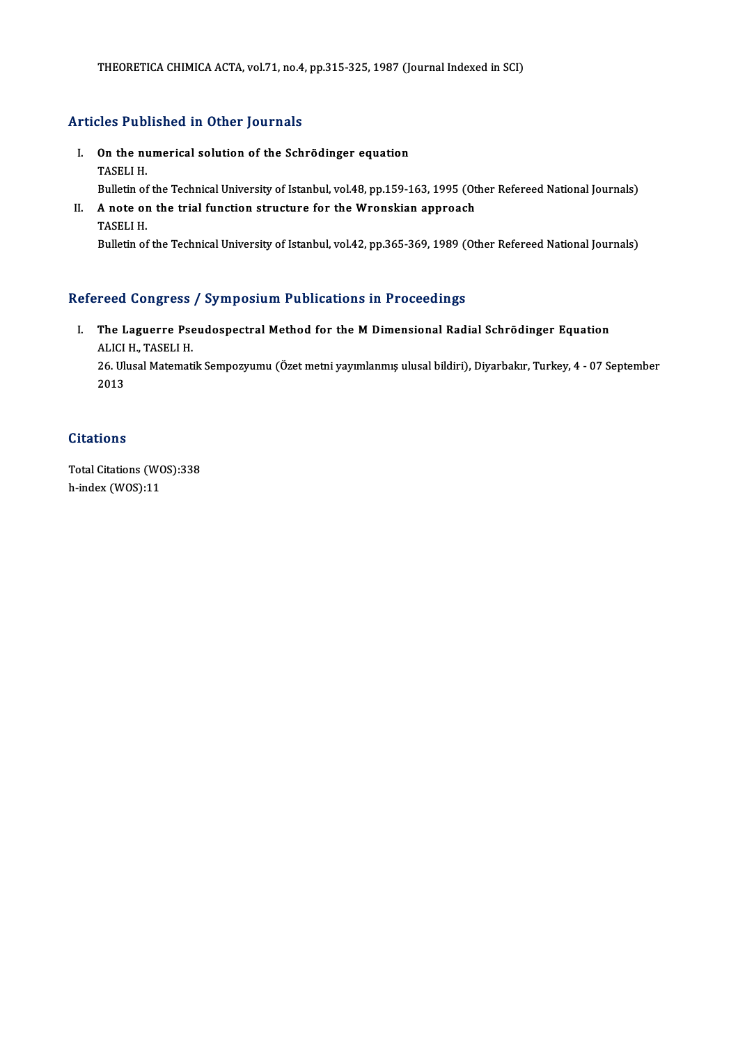THEORETICA CHIMICA ACTA, vol.71, no.4, pp.315-325, 1987 (Journal Indexed in SCI)

## Articles Published in Other Journals

I. **On the numerical solution of the Schrödinger equation**
   TASELI H.
   Bulletin of the Technical University of Istanbul, vol.48, pp.159-163, 1995 (Other Refereed National Journals)

II. **A note on the trial function structure for the Wronskian approach**
   TASELI H.
   Bulletin of the Technical University of Istanbul, vol.42, pp.365-369, 1989 (Other Refereed National Journals)

## Refereed Congress / Symposium Publications in Proceedings

I. **The Laguerre Pseudospectral Method for the M Dimensional Radial Schrödinger Equation**
   ALICI H., TASELI H.
   26. Ulusal Matematik Sempozyumu (Özet metni yayımlanmış ulusal bildiri), Diyarbakır, Turkey, 4 - 07 September 2013

## Citations

Total Citations (WOS):338
h-index (WOS):11